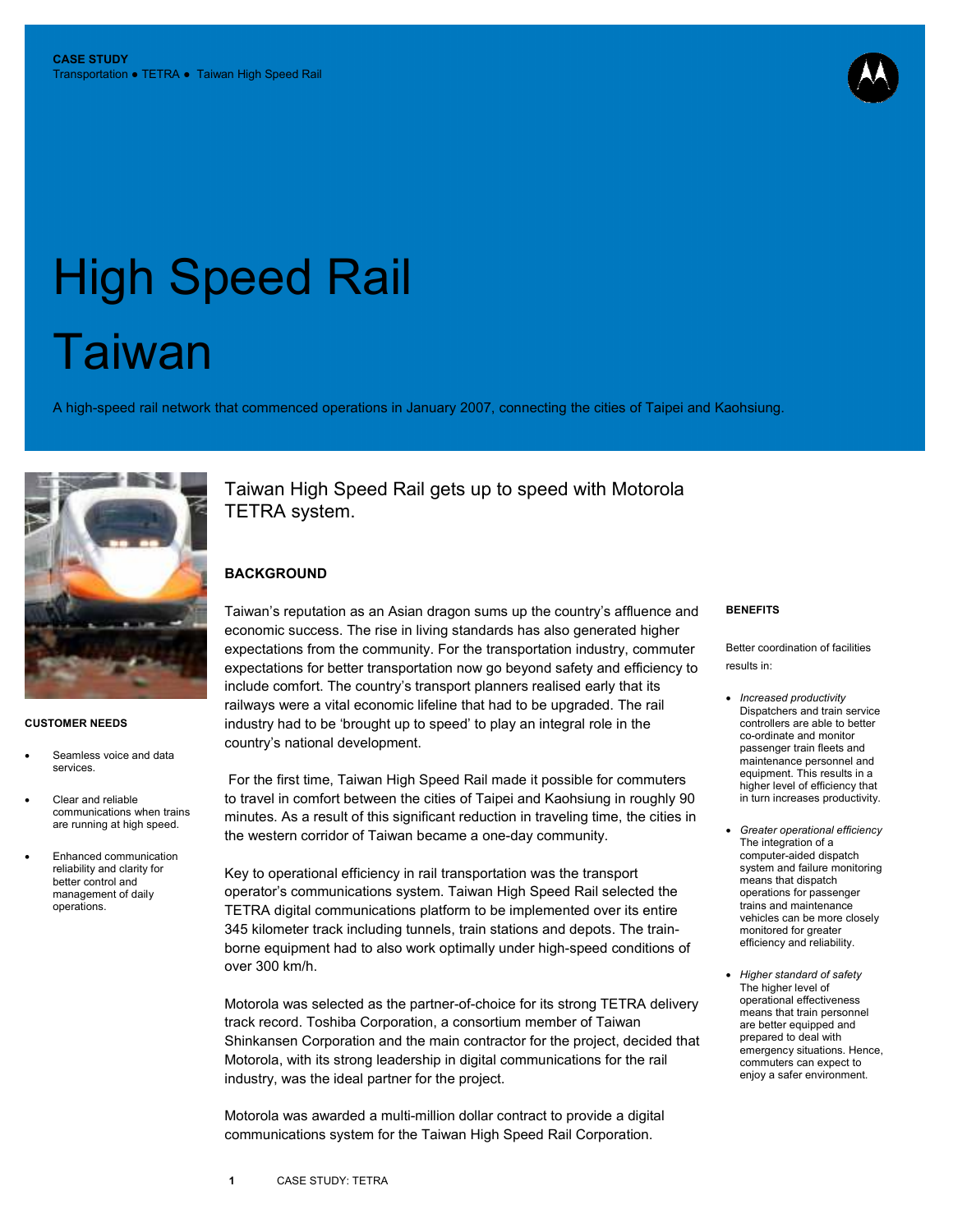**CASE STUDY**
Transportation ● TETRA ● Taiwan High Speed Rail

# High Speed Rail Taiwan

A high-speed rail network that commenced operations in January 2007, connecting the cities of Taipei and Kaohsiung.

## Taiwan High Speed Rail gets up to speed with Motorola TETRA system.

### BACKGROUND

Taiwan's reputation as an Asian dragon sums up the country's affluence and economic success. The rise in living standards has also generated higher expectations from the community. For the transportation industry, commuter expectations for better transportation now go beyond safety and efficiency to include comfort. The country's transport planners realised early that its railways were a vital economic lifeline that had to be upgraded. The rail industry had to be 'brought up to speed' to play an integral role in the country's national development.

For the first time, Taiwan High Speed Rail made it possible for commuters to travel in comfort between the cities of Taipei and Kaohsiung in roughly 90 minutes. As a result of this significant reduction in traveling time, the cities in the western corridor of Taiwan became a one-day community.

Key to operational efficiency in rail transportation was the transport operator's communications system. Taiwan High Speed Rail selected the TETRA digital communications platform to be implemented over its entire 345 kilometer track including tunnels, train stations and depots. The train-borne equipment had to also work optimally under high-speed conditions of over 300 km/h.

Motorola was selected as the partner-of-choice for its strong TETRA delivery track record. Toshiba Corporation, a consortium member of Taiwan Shinkansen Corporation and the main contractor for the project, decided that Motorola, with its strong leadership in digital communications for the rail industry, was the ideal partner for the project.

Motorola was awarded a multi-million dollar contract to provide a digital communications system for the Taiwan High Speed Rail Corporation.

### CUSTOMER NEEDS

- Seamless voice and data services.
- Clear and reliable communications when trains are running at high speed.
- Enhanced communication reliability and clarity for better control and management of daily operations.

### BENEFITS

Better coordination of facilities results in:

- *Increased productivity*
  Dispatchers and train service controllers are able to better co-ordinate and monitor passenger train fleets and maintenance personnel and equipment. This results in a higher level of efficiency that in turn increases productivity.
- *Greater operational efficiency*
  The integration of a computer-aided dispatch system and failure monitoring means that dispatch operations for passenger trains and maintenance vehicles can be more closely monitored for greater efficiency and reliability.
- *Higher standard of safety*
  The higher level of operational effectiveness means that train personnel are better equipped and prepared to deal with emergency situations. Hence, commuters can expect to enjoy a safer environment.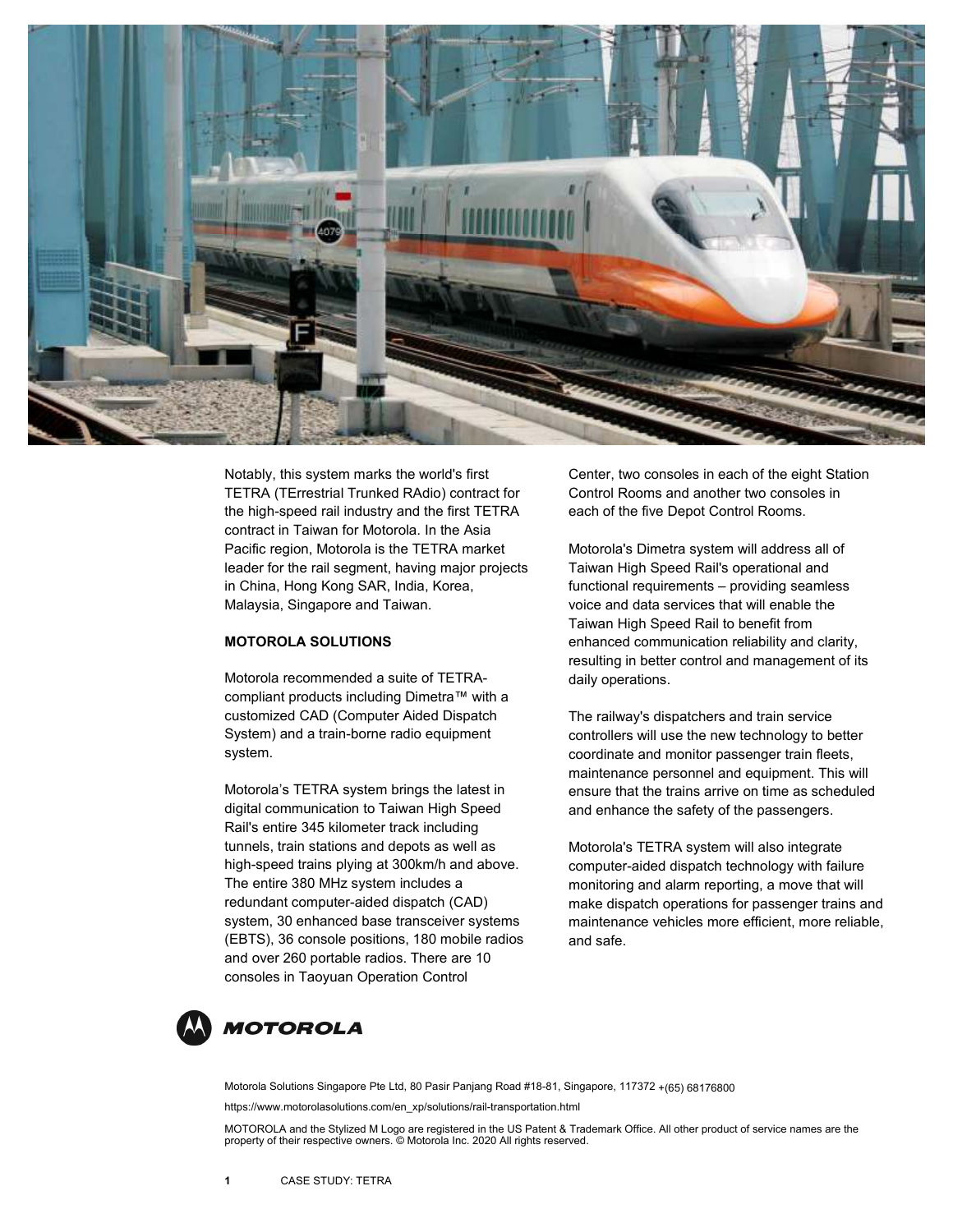Notably, this system marks the world's first TETRA (TErrestrial Trunked RAdio) contract for the high-speed rail industry and the first TETRA contract in Taiwan for Motorola. In the Asia Pacific region, Motorola is the TETRA market leader for the rail segment, having major projects in China, Hong Kong SAR, India, Korea, Malaysia, Singapore and Taiwan.

**MOTOROLA SOLUTIONS**

Motorola recommended a suite of TETRA-compliant products including Dimetra™ with a customized CAD (Computer Aided Dispatch System) and a train-borne radio equipment system.

Motorola's TETRA system brings the latest in digital communication to Taiwan High Speed Rail's entire 345 kilometer track including tunnels, train stations and depots as well as high-speed trains plying at 300km/h and above. The entire 380 MHz system includes a redundant computer-aided dispatch (CAD) system, 30 enhanced base transceiver systems (EBTS), 36 console positions, 180 mobile radios and over 260 portable radios. There are 10 consoles in Taoyuan Operation Control Center, two consoles in each of the eight Station Control Rooms and another two consoles in each of the five Depot Control Rooms.

Motorola's Dimetra system will address all of Taiwan High Speed Rail's operational and functional requirements – providing seamless voice and data services that will enable the Taiwan High Speed Rail to benefit from enhanced communication reliability and clarity, resulting in better control and management of its daily operations.

The railway's dispatchers and train service controllers will use the new technology to better coordinate and monitor passenger train fleets, maintenance personnel and equipment. This will ensure that the trains arrive on time as scheduled and enhance the safety of the passengers.

Motorola's TETRA system will also integrate computer-aided dispatch technology with failure monitoring and alarm reporting, a move that will make dispatch operations for passenger trains and maintenance vehicles more efficient, more reliable, and safe.

MOTOROLA

Motorola Solutions Singapore Pte Ltd, 80 Pasir Panjang Road #18-81, Singapore, 117372 +(65) 68176800

https://www.motorolasolutions.com/en_xp/solutions/rail-transportation.html

MOTOROLA and the Stylized M Logo are registered in the US Patent & Trademark Office. All other product of service names are the property of their respective owners. © Motorola Inc. 2020 All rights reserved.